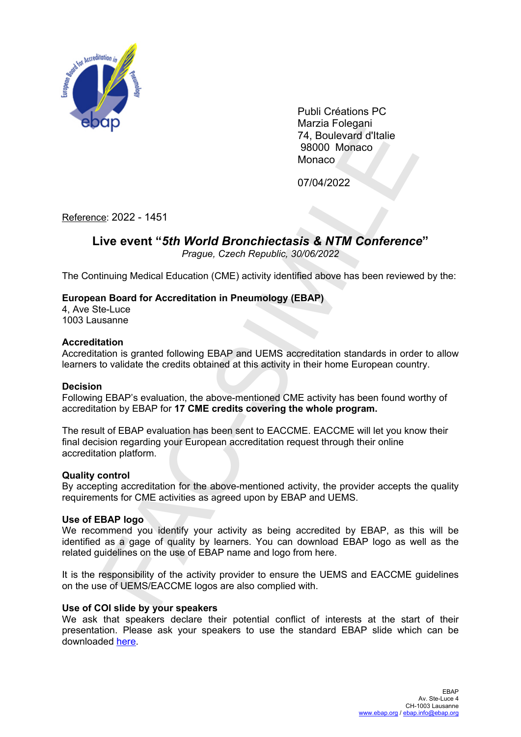Publi Créations PC
Marzia Folegani
74, Boulevard d'Italie
98000 Monaco
Monaco

07/04/2022

Reference: 2022 - 1451

## Live event "*5th World Bronchiectasis & NTM Conference*"

*Prague, Czech Republic, 30/06/2022*

The Continuing Medical Education (CME) activity identified above has been reviewed by the:

**European Board for Accreditation in Pneumology (EBAP)**
4, Ave Ste-Luce
1003 Lausanne

**Accreditation**
Accreditation is granted following EBAP and UEMS accreditation standards in order to allow learners to validate the credits obtained at this activity in their home European country.

**Decision**
Following EBAP's evaluation, the above-mentioned CME activity has been found worthy of accreditation by EBAP for **17 CME credits covering the whole program.**

The result of EBAP evaluation has been sent to EACCME. EACCME will let you know their final decision regarding your European accreditation request through their online accreditation platform.

**Quality control**
By accepting accreditation for the above-mentioned activity, the provider accepts the quality requirements for CME activities as agreed upon by EBAP and UEMS.

**Use of EBAP logo**
We recommend you identify your activity as being accredited by EBAP, as this will be identified as a gage of quality by learners. You can download EBAP logo as well as the related guidelines on the use of EBAP name and logo from here.

It is the responsibility of the activity provider to ensure the UEMS and EACCME guidelines on the use of UEMS/EACCME logos are also complied with.

**Use of COI slide by your speakers**
We ask that speakers declare their potential conflict of interests at the start of their presentation. Please ask your speakers to use the standard EBAP slide which can be downloaded here.

EBAP
Av. Ste-Luce 4
CH-1003 Lausanne
www.ebap.org / ebap.info@ebap.org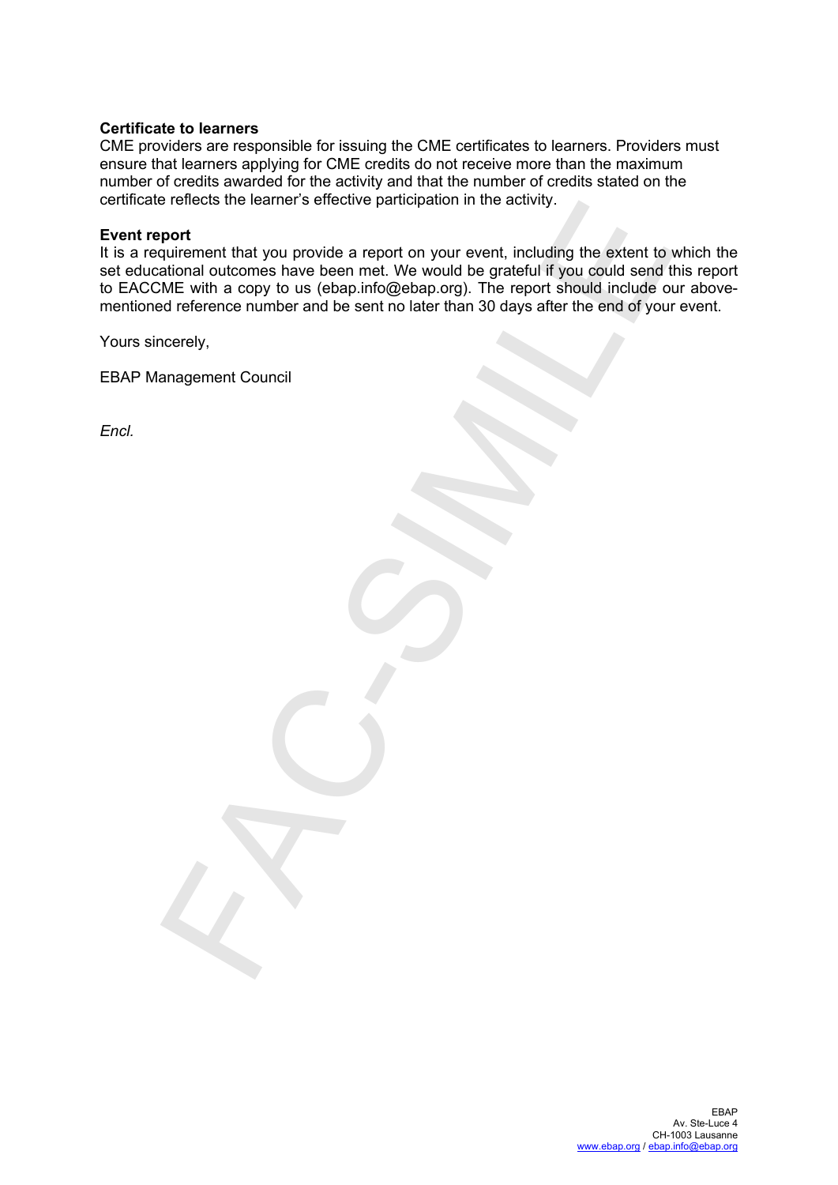**Certificate to learners**
CME providers are responsible for issuing the CME certificates to learners. Providers must ensure that learners applying for CME credits do not receive more than the maximum number of credits awarded for the activity and that the number of credits stated on the certificate reflects the learner's effective participation in the activity.

**Event report**
It is a requirement that you provide a report on your event, including the extent to which the set educational outcomes have been met. We would be grateful if you could send this report to EACCME with a copy to us (ebap.info@ebap.org). The report should include our above-mentioned reference number and be sent no later than 30 days after the end of your event.

Yours sincerely,

EBAP Management Council

*Encl.*

EBAP
Av. Ste-Luce 4
CH-1003 Lausanne
www.ebap.org / ebap.info@ebap.org